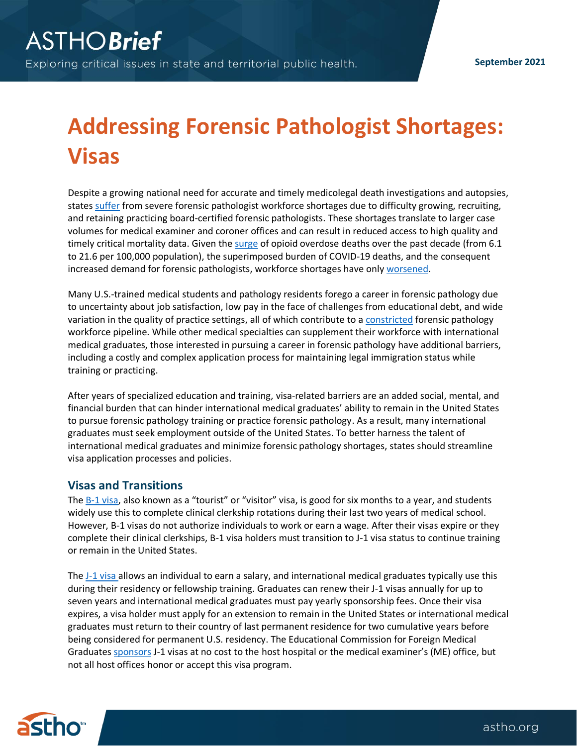# Addressing Forensic Pathologist Shortages: Visas

Despite a growing national need for accurate and timely medicolegal death investigations and autopsies, states suffer from severe forensic pathologist workforce shortages due to difficulty growing, recruiting, and retaining practicing board-certified forensic pathologists. These shortages translate to larger case volumes for medical examiner and coroner offices and can result in reduced access to high quality and timely critical mortality data. Given the surge of opioid overdose deaths over the past decade (from 6.1 to 21.6 per 100,000 population), the superimposed burden of COVID-19 deaths, and the consequent increased demand for forensic pathologists, workforce shortages have only worsened.

Many U.S.-trained medical students and pathology residents forego a career in forensic pathology due to uncertainty about job satisfaction, low pay in the face of challenges from educational debt, and wide variation in the quality of practice settings, all of which contribute to a constricted forensic pathology workforce pipeline. While other medical specialties can supplement their workforce with international medical graduates, those interested in pursuing a career in forensic pathology have additional barriers, including a costly and complex application process for maintaining legal immigration status while training or practicing.

After years of specialized education and training, visa-related barriers are an added social, mental, and financial burden that can hinder international medical graduates' ability to remain in the United States to pursue forensic pathology training or practice forensic pathology. As a result, many international graduates must seek employment outside of the United States. To better harness the talent of international medical graduates and minimize forensic pathology shortages, states should streamline visa application processes and policies.

## Visas and Transitions

The B-1 visa, also known as a "tourist" or "visitor" visa, is good for six months to a year, and students widely use this to complete clinical clerkship rotations during their last two years of medical school. However, B-1 visas do not authorize individuals to work or earn a wage. After their visas expire or they complete their clinical clerkships, B-1 visa holders must transition to J-1 visa status to continue training or remain in the United States.

The J-1 visa allows an individual to earn a salary, and international medical graduates typically use this during their residency or fellowship training. Graduates can renew their J-1 visas annually for up to seven years and international medical graduates must pay yearly sponsorship fees. Once their visa expires, a visa holder must apply for an extension to remain in the United States or international medical graduates must return to their country of last permanent residence for two cumulative years before being considered for permanent U.S. residency. The Educational Commission for Foreign Medical Graduates sponsors J-1 visas at no cost to the host hospital or the medical examiner's (ME) office, but not all host offices honor or accept this visa program.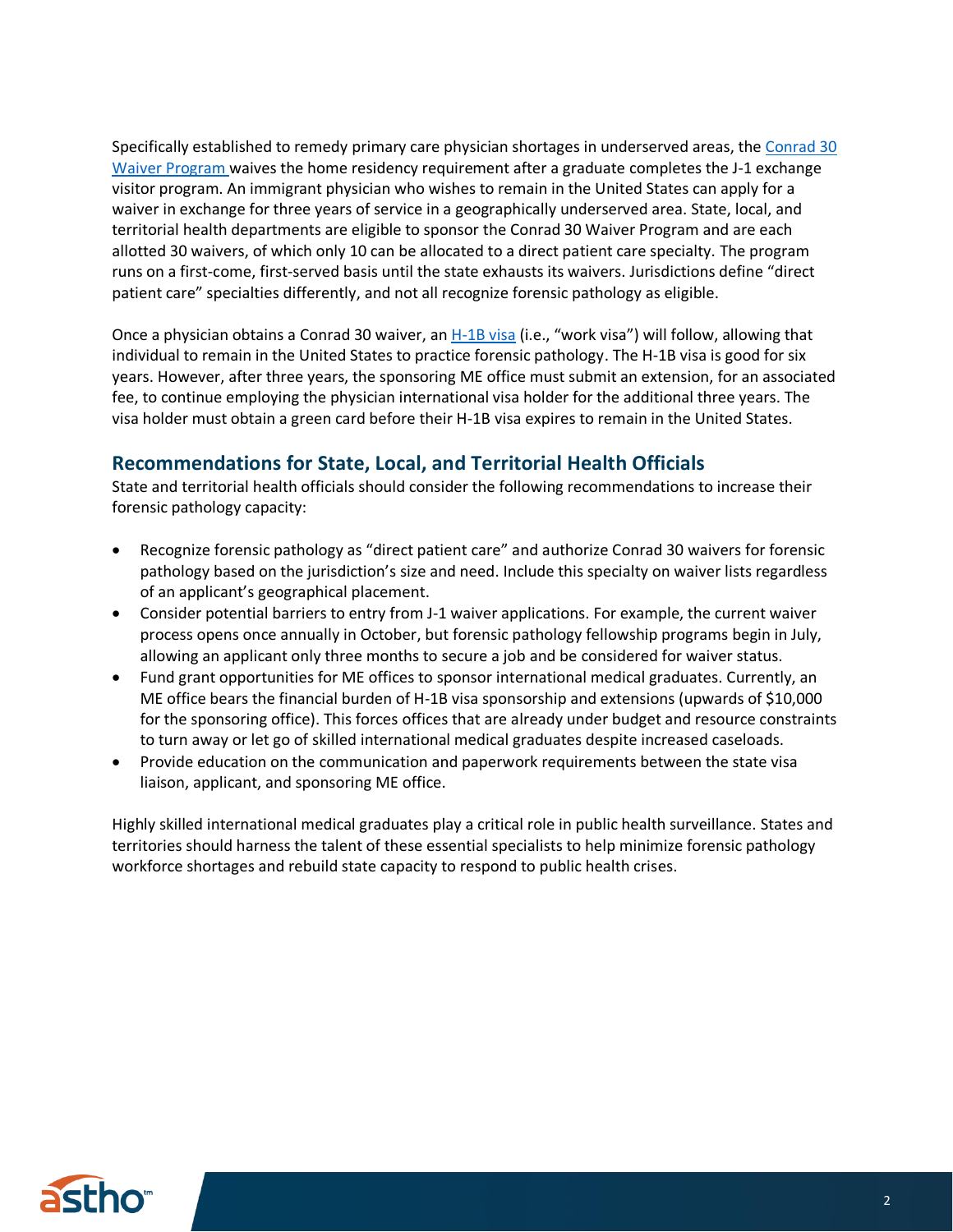Specifically established to remedy primary care physician shortages in underserved areas, the [Conrad 30 Waiver Program](#) waives the home residency requirement after a graduate completes the J-1 exchange visitor program. An immigrant physician who wishes to remain in the United States can apply for a waiver in exchange for three years of service in a geographically underserved area. State, local, and territorial health departments are eligible to sponsor the Conrad 30 Waiver Program and are each allotted 30 waivers, of which only 10 can be allocated to a direct patient care specialty. The program runs on a first-come, first-served basis until the state exhausts its waivers. Jurisdictions define "direct patient care" specialties differently, and not all recognize forensic pathology as eligible.

Once a physician obtains a Conrad 30 waiver, an [H-1B visa](#) (i.e., "work visa") will follow, allowing that individual to remain in the United States to practice forensic pathology. The H-1B visa is good for six years. However, after three years, the sponsoring ME office must submit an extension, for an associated fee, to continue employing the physician international visa holder for the additional three years. The visa holder must obtain a green card before their H-1B visa expires to remain in the United States.

## Recommendations for State, Local, and Territorial Health Officials

State and territorial health officials should consider the following recommendations to increase their forensic pathology capacity:

- Recognize forensic pathology as "direct patient care" and authorize Conrad 30 waivers for forensic pathology based on the jurisdiction's size and need. Include this specialty on waiver lists regardless of an applicant's geographical placement.
- Consider potential barriers to entry from J-1 waiver applications. For example, the current waiver process opens once annually in October, but forensic pathology fellowship programs begin in July, allowing an applicant only three months to secure a job and be considered for waiver status.
- Fund grant opportunities for ME offices to sponsor international medical graduates. Currently, an ME office bears the financial burden of H-1B visa sponsorship and extensions (upwards of $10,000 for the sponsoring office). This forces offices that are already under budget and resource constraints to turn away or let go of skilled international medical graduates despite increased caseloads.
- Provide education on the communication and paperwork requirements between the state visa liaison, applicant, and sponsoring ME office.

Highly skilled international medical graduates play a critical role in public health surveillance. States and territories should harness the talent of these essential specialists to help minimize forensic pathology workforce shortages and rebuild state capacity to respond to public health crises.